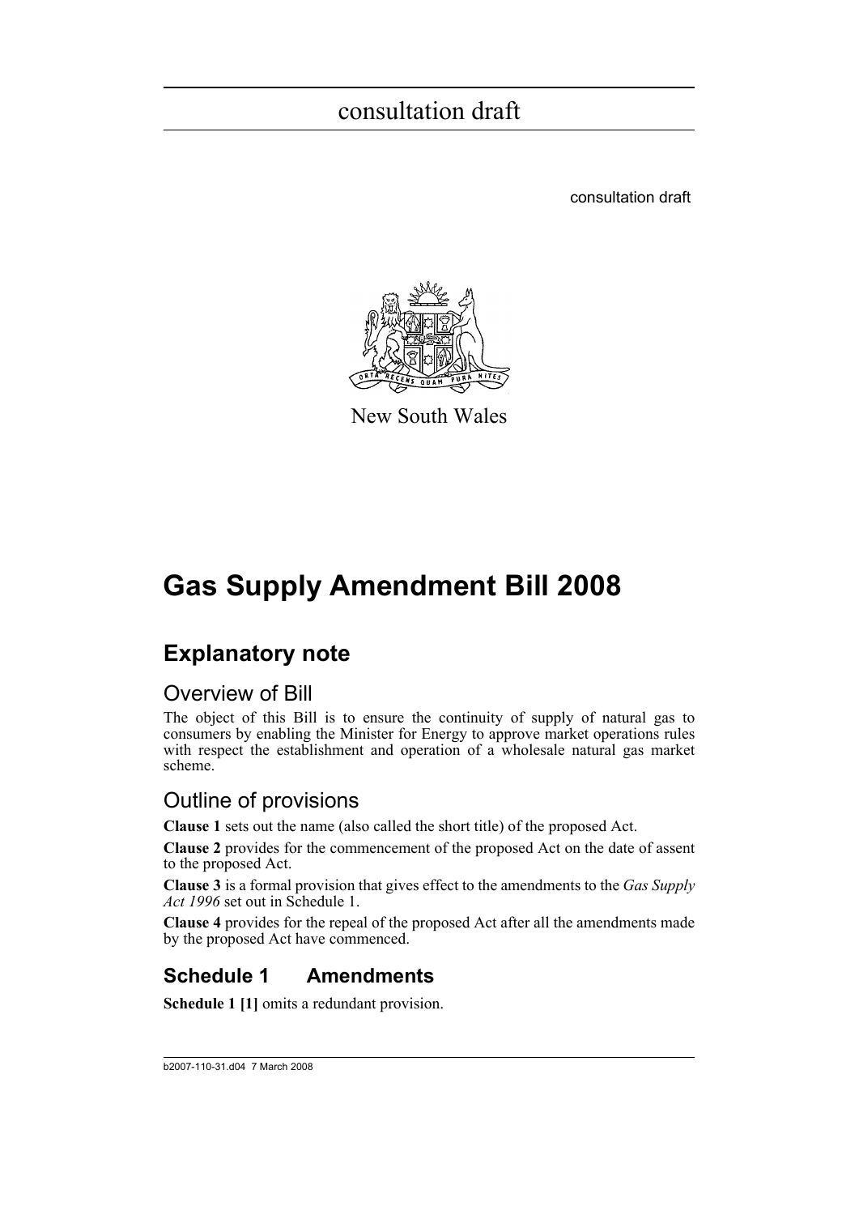consultation draft

consultation draft

New South Wales

# Gas Supply Amendment Bill 2008

## Explanatory note

### Overview of Bill

The object of this Bill is to ensure the continuity of supply of natural gas to consumers by enabling the Minister for Energy to approve market operations rules with respect the establishment and operation of a wholesale natural gas market scheme.

### Outline of provisions

**Clause 1** sets out the name (also called the short title) of the proposed Act.

**Clause 2** provides for the commencement of the proposed Act on the date of assent to the proposed Act.

**Clause 3** is a formal provision that gives effect to the amendments to the *Gas Supply Act 1996* set out in Schedule 1.

**Clause 4** provides for the repeal of the proposed Act after all the amendments made by the proposed Act have commenced.

## Schedule 1 Amendments

**Schedule 1 [1]** omits a redundant provision.

b2007-110-31.d04 7 March 2008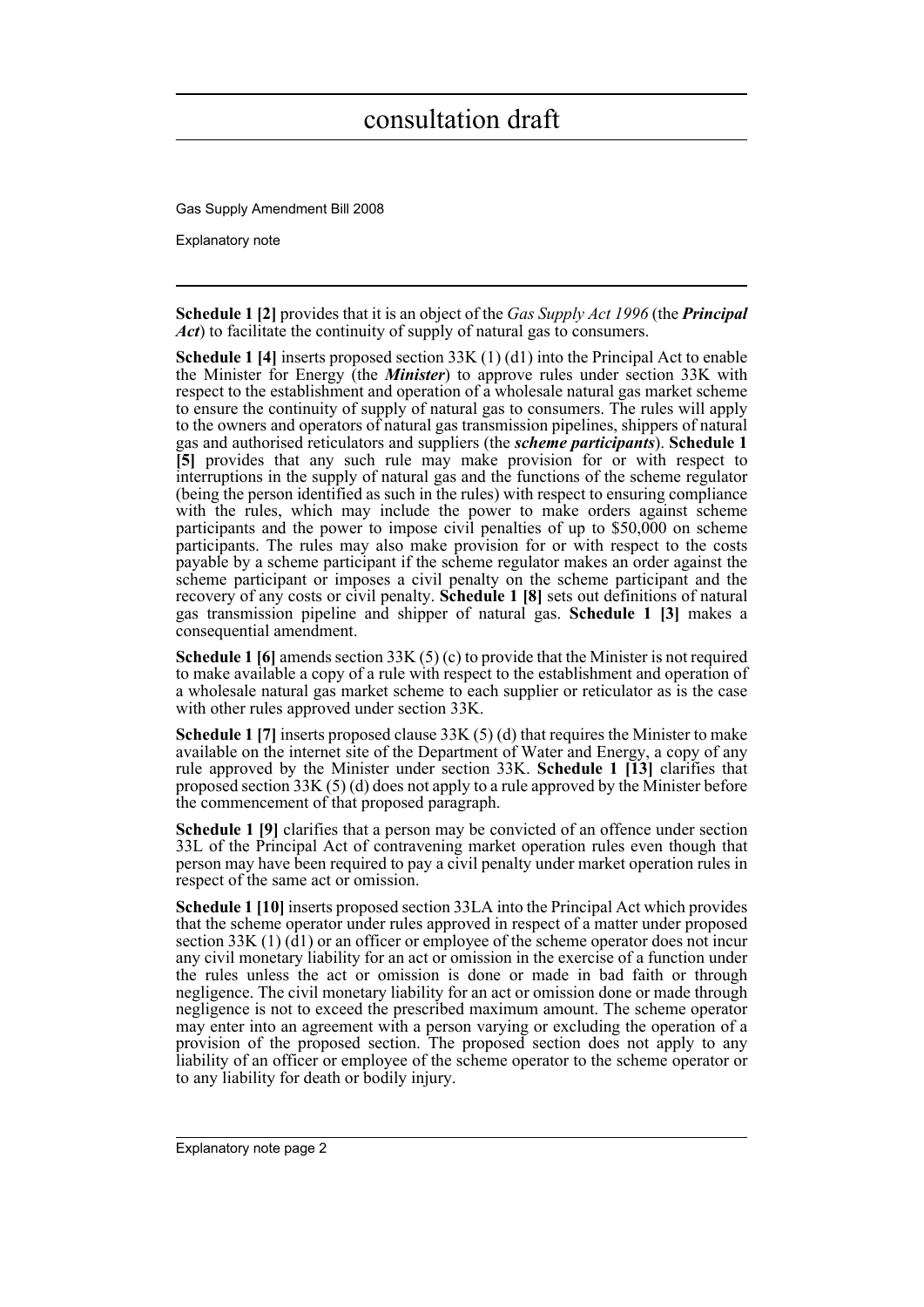**Schedule 1 [2]** provides that it is an object of the *Gas Supply Act 1996* (the ***Principal Act***) to facilitate the continuity of supply of natural gas to consumers.

**Schedule 1 [4]** inserts proposed section 33K (1) (d1) into the Principal Act to enable the Minister for Energy (the ***Minister***) to approve rules under section 33K with respect to the establishment and operation of a wholesale natural gas market scheme to ensure the continuity of supply of natural gas to consumers. The rules will apply to the owners and operators of natural gas transmission pipelines, shippers of natural gas and authorised reticulators and suppliers (the ***scheme participants***). **Schedule 1 [5]** provides that any such rule may make provision for or with respect to interruptions in the supply of natural gas and the functions of the scheme regulator (being the person identified as such in the rules) with respect to ensuring compliance with the rules, which may include the power to make orders against scheme participants and the power to impose civil penalties of up to $50,000 on scheme participants. The rules may also make provision for or with respect to the costs payable by a scheme participant if the scheme regulator makes an order against the scheme participant or imposes a civil penalty on the scheme participant and the recovery of any costs or civil penalty. **Schedule 1 [8]** sets out definitions of natural gas transmission pipeline and shipper of natural gas. **Schedule 1 [3]** makes a consequential amendment.

**Schedule 1 [6]** amends section 33K (5) (c) to provide that the Minister is not required to make available a copy of a rule with respect to the establishment and operation of a wholesale natural gas market scheme to each supplier or reticulator as is the case with other rules approved under section 33K.

**Schedule 1 [7]** inserts proposed clause 33K (5) (d) that requires the Minister to make available on the internet site of the Department of Water and Energy, a copy of any rule approved by the Minister under section 33K. **Schedule 1 [13]** clarifies that proposed section 33K (5) (d) does not apply to a rule approved by the Minister before the commencement of that proposed paragraph.

**Schedule 1 [9]** clarifies that a person may be convicted of an offence under section 33L of the Principal Act of contravening market operation rules even though that person may have been required to pay a civil penalty under market operation rules in respect of the same act or omission.

**Schedule 1 [10]** inserts proposed section 33LA into the Principal Act which provides that the scheme operator under rules approved in respect of a matter under proposed section 33K (1) (d1) or an officer or employee of the scheme operator does not incur any civil monetary liability for an act or omission in the exercise of a function under the rules unless the act or omission is done or made in bad faith or through negligence. The civil monetary liability for an act or omission done or made through negligence is not to exceed the prescribed maximum amount. The scheme operator may enter into an agreement with a person varying or excluding the operation of a provision of the proposed section. The proposed section does not apply to any liability of an officer or employee of the scheme operator to the scheme operator or to any liability for death or bodily injury.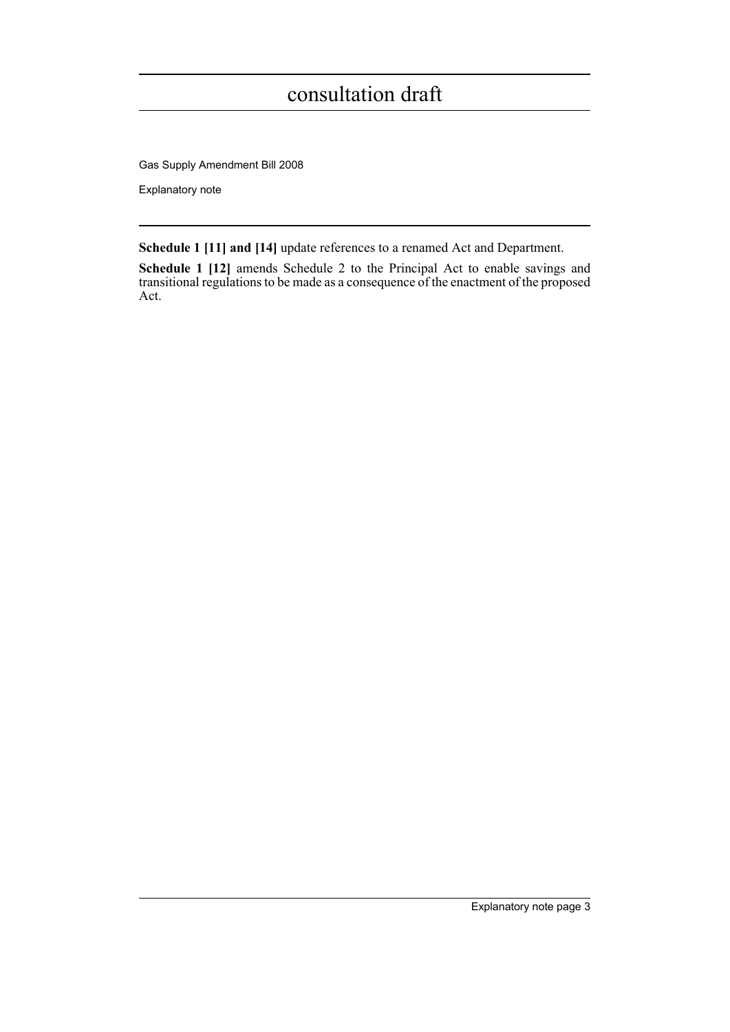**Schedule 1 [11] and [14]** update references to a renamed Act and Department.

**Schedule 1 [12]** amends Schedule 2 to the Principal Act to enable savings and transitional regulations to be made as a consequence of the enactment of the proposed Act.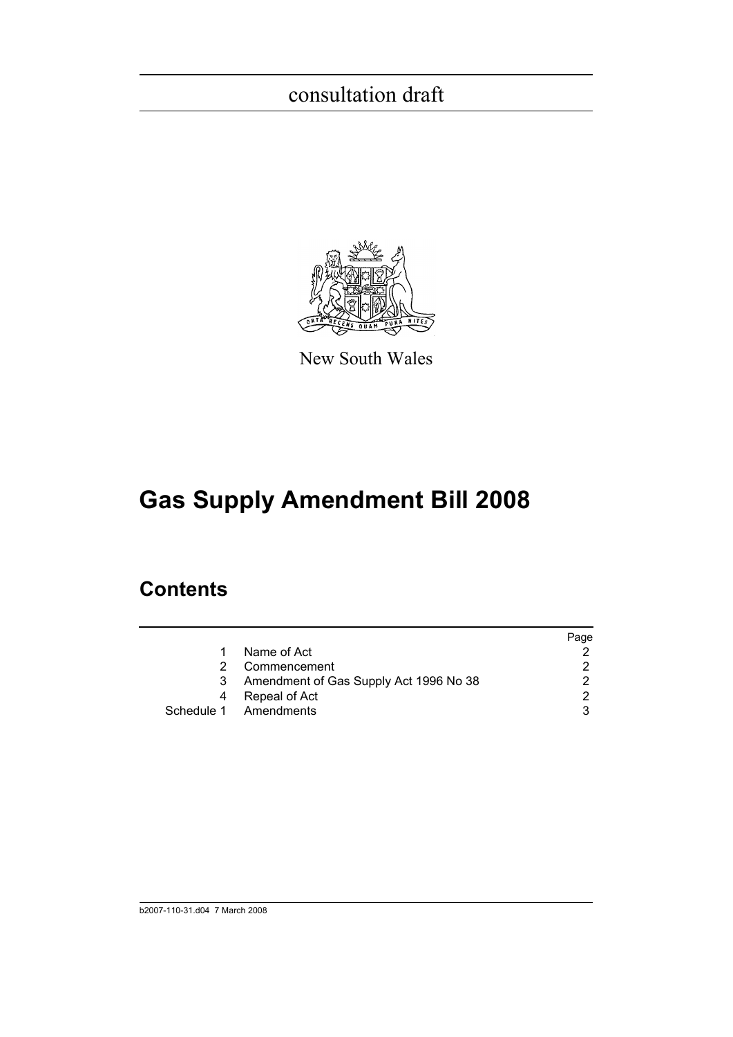consultation draft

New South Wales

# Gas Supply Amendment Bill 2008

## Contents

| | | Page |
|---|---|---|
| 1 | Name of Act | 2 |
| 2 | Commencement | 2 |
| 3 | Amendment of Gas Supply Act 1996 No 38 | 2 |
| 4 | Repeal of Act | 2 |
| Schedule 1 | Amendments | 3 |

b2007-110-31.d04 7 March 2008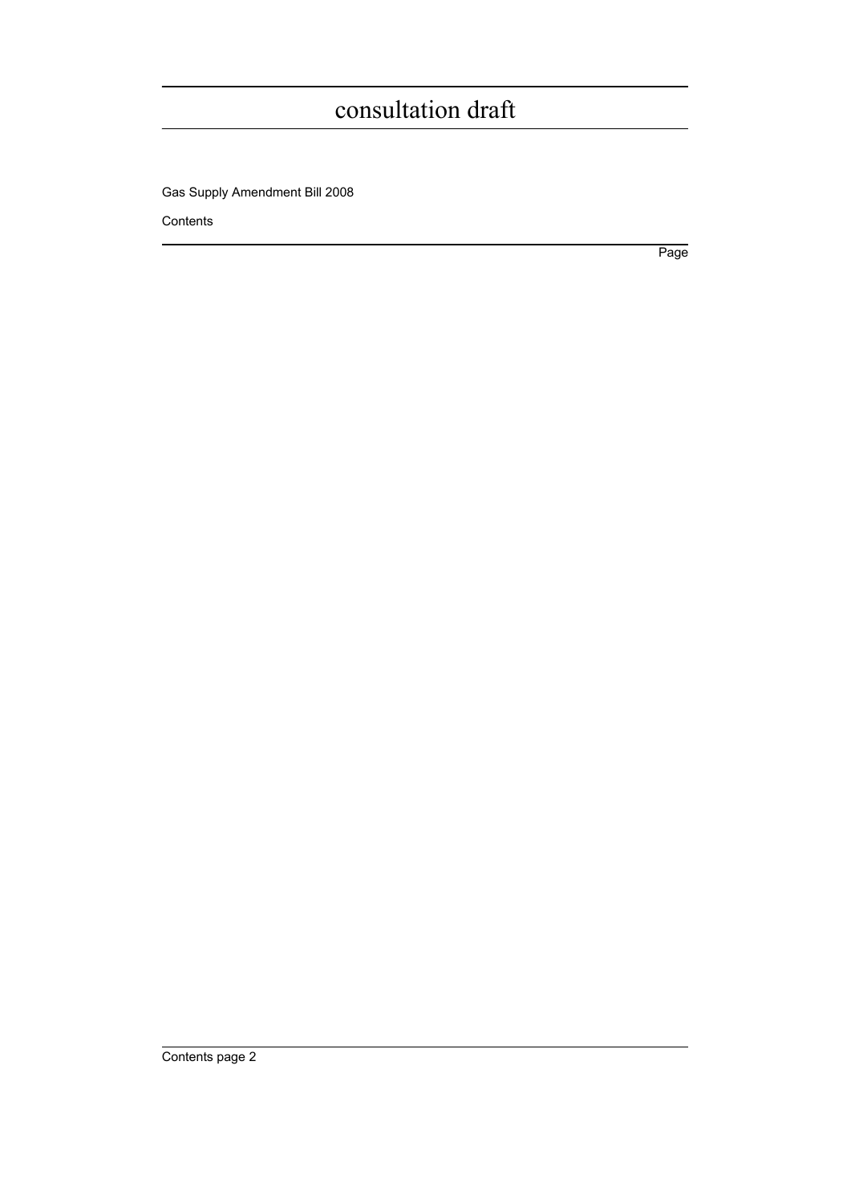consultation draft

Gas Supply Amendment Bill 2008

Contents

Page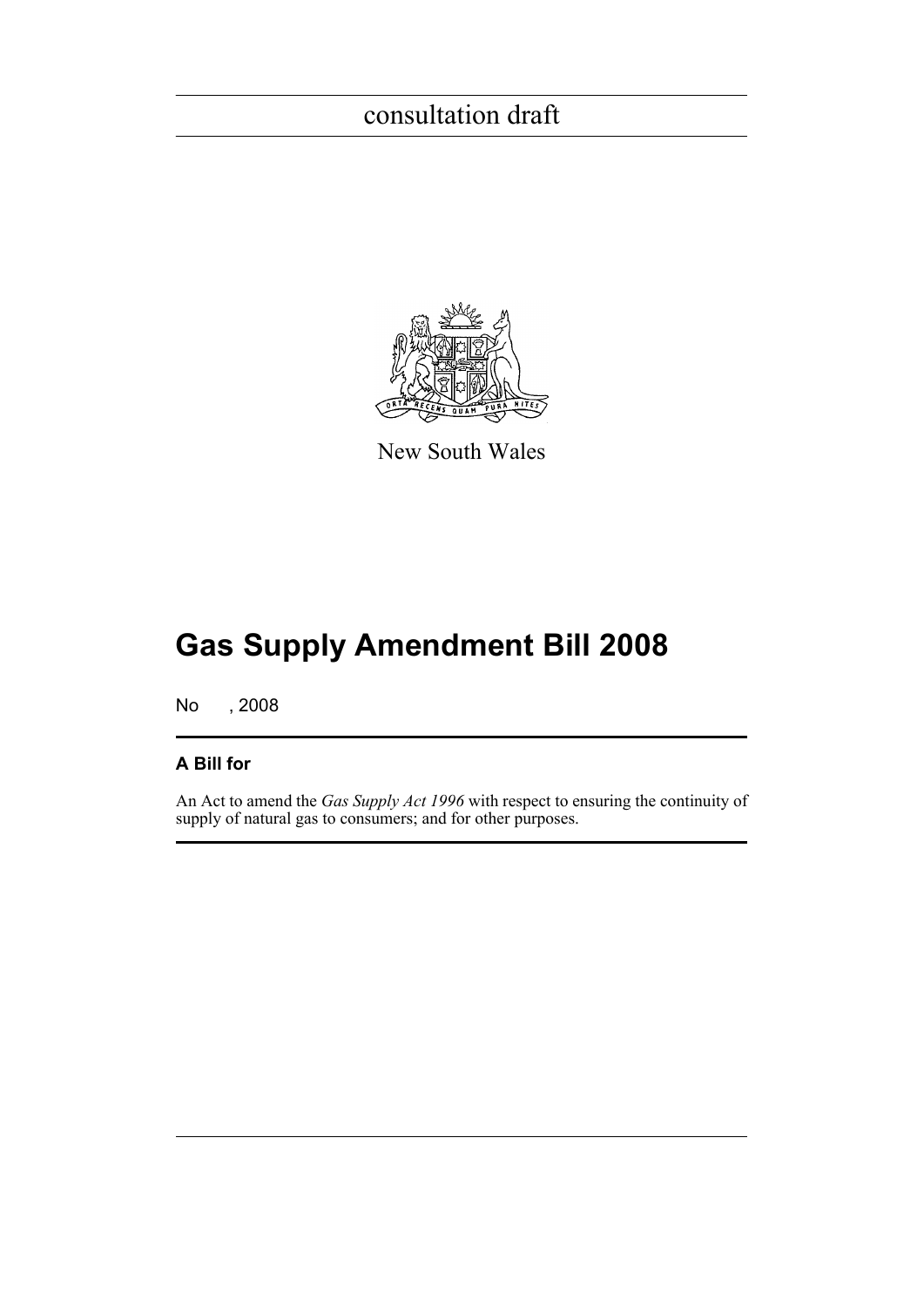consultation draft

New South Wales

# Gas Supply Amendment Bill 2008

No , 2008

## A Bill for

An Act to amend the *Gas Supply Act 1996* with respect to ensuring the continuity of supply of natural gas to consumers; and for other purposes.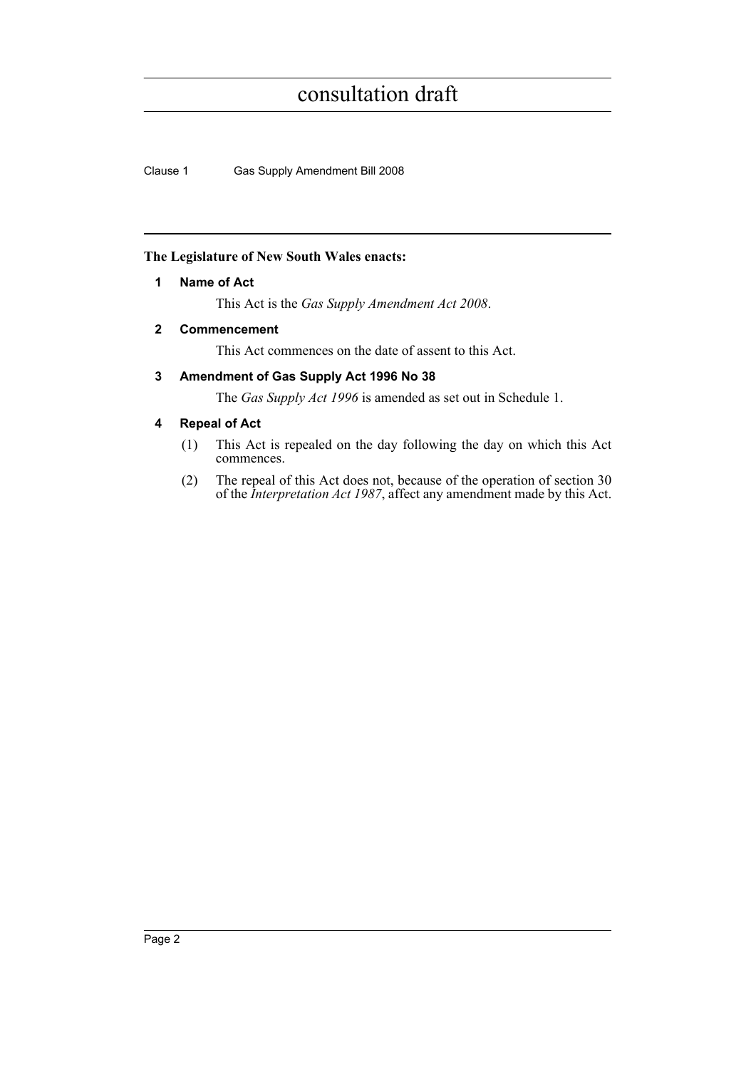**The Legislature of New South Wales enacts:**

**1 Name of Act**

This Act is the *Gas Supply Amendment Act 2008*.

**2 Commencement**

This Act commences on the date of assent to this Act.

**3 Amendment of Gas Supply Act 1996 No 38**

The *Gas Supply Act 1996* is amended as set out in Schedule 1.

**4 Repeal of Act**

(1) This Act is repealed on the day following the day on which this Act commences.

(2) The repeal of this Act does not, because of the operation of section 30 of the *Interpretation Act 1987*, affect any amendment made by this Act.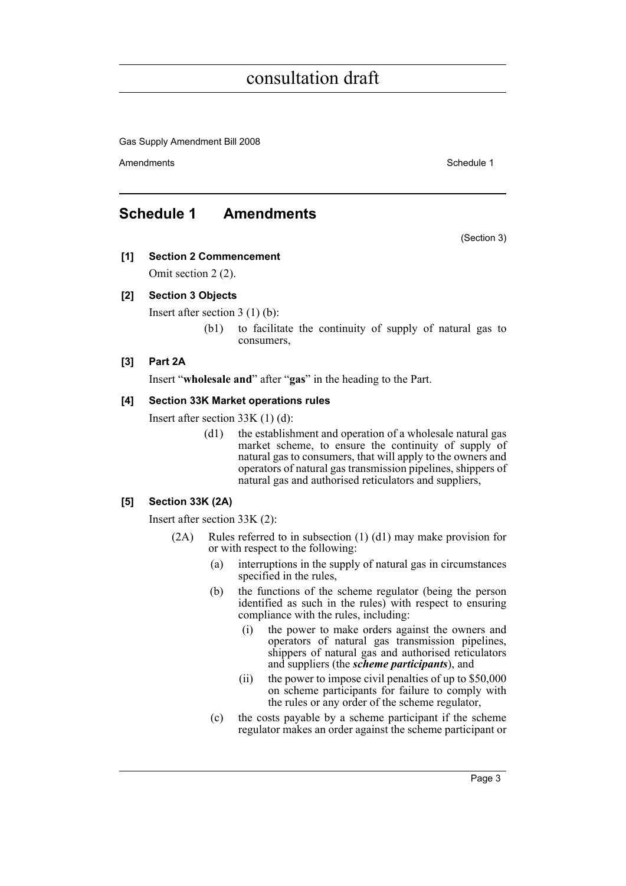# Schedule 1 Amendments

(Section 3)

**[1] Section 2 Commencement**

Omit section 2 (2).

**[2] Section 3 Objects**

Insert after section 3 (1) (b):

> (b1) to facilitate the continuity of supply of natural gas to consumers,

**[3] Part 2A**

Insert "**wholesale and**" after "**gas**" in the heading to the Part.

**[4] Section 33K Market operations rules**

Insert after section 33K (1) (d):

> (d1) the establishment and operation of a wholesale natural gas market scheme, to ensure the continuity of supply of natural gas to consumers, that will apply to the owners and operators of natural gas transmission pipelines, shippers of natural gas and authorised reticulators and suppliers,

**[5] Section 33K (2A)**

Insert after section 33K (2):

> (2A) Rules referred to in subsection (1) (d1) may make provision for or with respect to the following:
>
> (a) interruptions in the supply of natural gas in circumstances specified in the rules,
>
> (b) the functions of the scheme regulator (being the person identified as such in the rules) with respect to ensuring compliance with the rules, including:
>
> (i) the power to make orders against the owners and operators of natural gas transmission pipelines, shippers of natural gas and authorised reticulators and suppliers (the ***scheme participants***), and
>
> (ii) the power to impose civil penalties of up to $50,000 on scheme participants for failure to comply with the rules or any order of the scheme regulator,
>
> (c) the costs payable by a scheme participant if the scheme regulator makes an order against the scheme participant or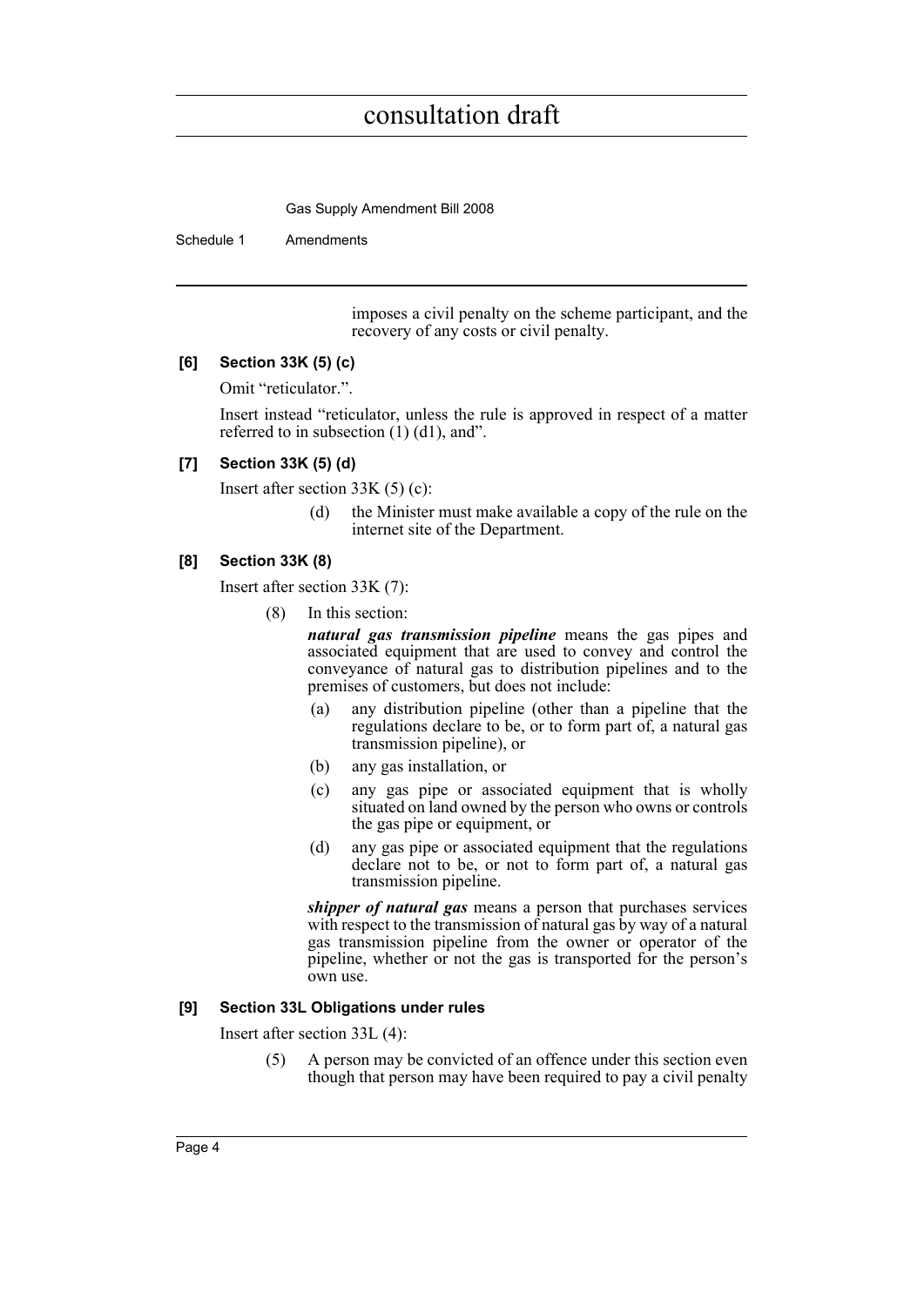imposes a civil penalty on the scheme participant, and the recovery of any costs or civil penalty.

**[6] Section 33K (5) (c)**

Omit "reticulator.".

Insert instead "reticulator, unless the rule is approved in respect of a matter referred to in subsection (1) (d1), and".

**[7] Section 33K (5) (d)**

Insert after section 33K (5) (c):

(d) the Minister must make available a copy of the rule on the internet site of the Department.

**[8] Section 33K (8)**

Insert after section 33K (7):

(8) In this section:

***natural gas transmission pipeline*** means the gas pipes and associated equipment that are used to convey and control the conveyance of natural gas to distribution pipelines and to the premises of customers, but does not include:

(a) any distribution pipeline (other than a pipeline that the regulations declare to be, or to form part of, a natural gas transmission pipeline), or

(b) any gas installation, or

(c) any gas pipe or associated equipment that is wholly situated on land owned by the person who owns or controls the gas pipe or equipment, or

(d) any gas pipe or associated equipment that the regulations declare not to be, or not to form part of, a natural gas transmission pipeline.

***shipper of natural gas*** means a person that purchases services with respect to the transmission of natural gas by way of a natural gas transmission pipeline from the owner or operator of the pipeline, whether or not the gas is transported for the person's own use.

**[9] Section 33L Obligations under rules**

Insert after section 33L (4):

(5) A person may be convicted of an offence under this section even though that person may have been required to pay a civil penalty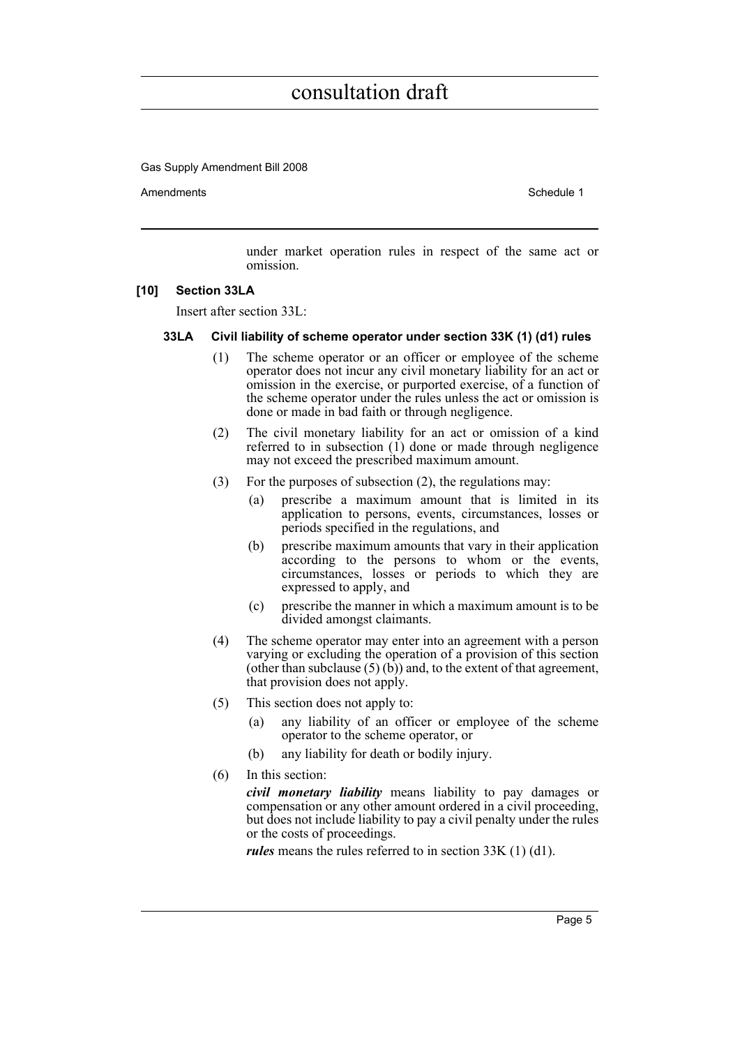under market operation rules in respect of the same act or omission.

**[10] Section 33LA**

Insert after section 33L:

**33LA Civil liability of scheme operator under section 33K (1) (d1) rules**

(1) The scheme operator or an officer or employee of the scheme operator does not incur any civil monetary liability for an act or omission in the exercise, or purported exercise, of a function of the scheme operator under the rules unless the act or omission is done or made in bad faith or through negligence.

(2) The civil monetary liability for an act or omission of a kind referred to in subsection (1) done or made through negligence may not exceed the prescribed maximum amount.

(3) For the purposes of subsection (2), the regulations may:

- (a) prescribe a maximum amount that is limited in its application to persons, events, circumstances, losses or periods specified in the regulations, and
- (b) prescribe maximum amounts that vary in their application according to the persons to whom or the events, circumstances, losses or periods to which they are expressed to apply, and
- (c) prescribe the manner in which a maximum amount is to be divided amongst claimants.

(4) The scheme operator may enter into an agreement with a person varying or excluding the operation of a provision of this section (other than subclause (5) (b)) and, to the extent of that agreement, that provision does not apply.

(5) This section does not apply to:

- (a) any liability of an officer or employee of the scheme operator to the scheme operator, or
- (b) any liability for death or bodily injury.

(6) In this section:

***civil monetary liability*** means liability to pay damages or compensation or any other amount ordered in a civil proceeding, but does not include liability to pay a civil penalty under the rules or the costs of proceedings.

***rules*** means the rules referred to in section 33K (1) (d1).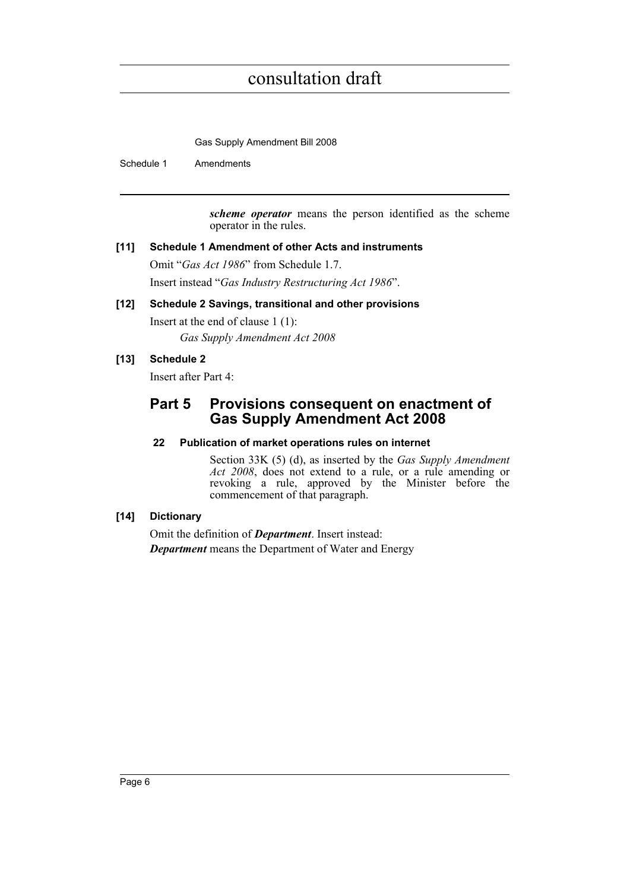***scheme operator*** means the person identified as the scheme operator in the rules.

**[11] Schedule 1 Amendment of other Acts and instruments**

Omit "*Gas Act 1986*" from Schedule 1.7.

Insert instead "*Gas Industry Restructuring Act 1986*".

**[12] Schedule 2 Savings, transitional and other provisions**

Insert at the end of clause 1 (1):

*Gas Supply Amendment Act 2008*

**[13] Schedule 2**

Insert after Part 4:

## Part 5 Provisions consequent on enactment of Gas Supply Amendment Act 2008

**22 Publication of market operations rules on internet**

Section 33K (5) (d), as inserted by the *Gas Supply Amendment Act 2008*, does not extend to a rule, or a rule amending or revoking a rule, approved by the Minister before the commencement of that paragraph.

**[14] Dictionary**

Omit the definition of ***Department***. Insert instead:

***Department*** means the Department of Water and Energy